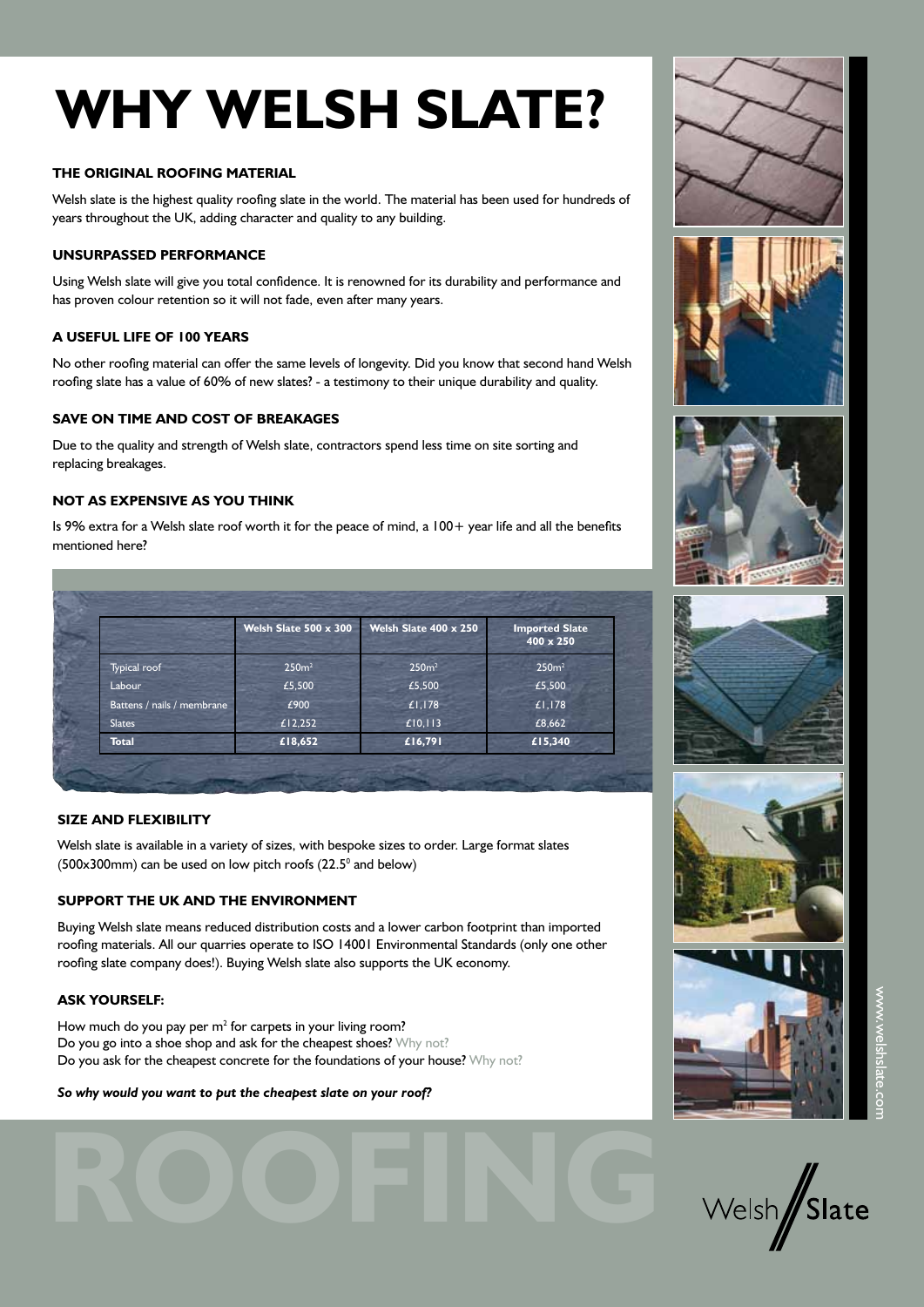# WHY WELSH SLATE?

### THE ORIGINAL ROOFING MATERIAL

Welsh slate is the highest quality roofing slate in the world. The material has been used for hundreds of years throughout the UK, adding character and quality to any building.

### UNSURPASSED PERFORMANCE

Using Welsh slate will give you total confidence. It is renowned for its durability and performance and has proven colour retention so it will not fade, even after many years.

### A USEFUL LIFE OF 100 YEARS

No other roofing material can offer the same levels of longevity. Did you know that second hand Welsh roofing slate has a value of 60% of new slates? - a testimony to their unique durability and quality.

### SAVE ON TIME AND COST OF BREAKAGES

Due to the quality and strength of Welsh slate, contractors spend less time on site sorting and replacing breakages.

### NOT AS EXPENSIVE AS YOU THINK

Is 9% extra for a Welsh slate roof worth it for the peace of mind, a 100+ year life and all the benefits mentioned here?

| | Welsh Slate 500 x 300 | Welsh Slate 400 x 250 | Imported Slate 400 x 250 |
|---|---|---|---|
| Typical roof | 250m² | 250m² | 250m² |
| Labour | £5,500 | £5,500 | £5,500 |
| Battens / nails / membrane | £900 | £1,178 | £1,178 |
| Slates | £12,252 | £10,113 | £8,662 |
| **Total** | **£18,652** | **£16,791** | **£15,340** |

### SIZE AND FLEXIBILITY

Welsh slate is available in a variety of sizes, with bespoke sizes to order. Large format slates (500x300mm) can be used on low pitch roofs ($22.5^0$ and below)

### SUPPORT THE UK AND THE ENVIRONMENT

Buying Welsh slate means reduced distribution costs and a lower carbon footprint than imported roofing materials. All our quarries operate to ISO 14001 Environmental Standards (only one other roofing slate company does!). Buying Welsh slate also supports the UK economy.

### ASK YOURSELF:

How much do you pay per m² for carpets in your living room?
Do you go into a shoe shop and ask for the cheapest shoes? Why not?
Do you ask for the cheapest concrete for the foundations of your house? Why not?

***So why would you want to put the cheapest slate on your roof?***

ROOFING

www.welshslate.com

Welsh Slate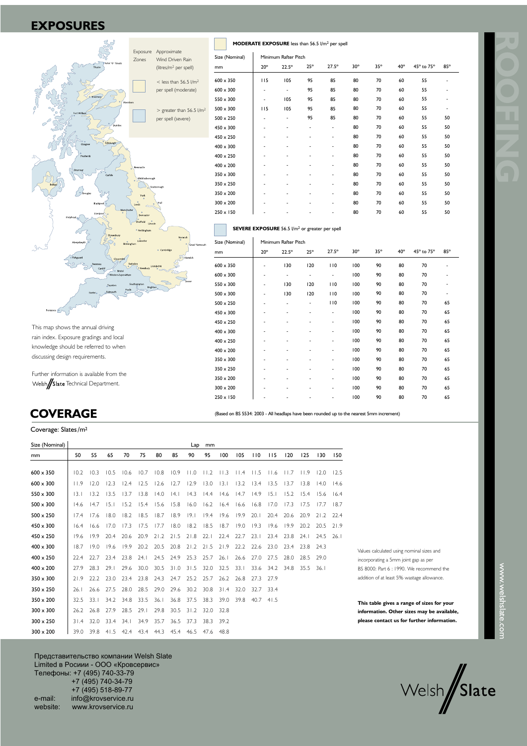# EXPOSURES

| Exposure Zones | Approximate Wind Driven Rain (litres/m² per spell) |
|---|---|
| Moderate | < less than 56.5 l/m² per spell (moderate) |
| Severe | > greater than 56.5 l/m² per spell (severe) |

This map shows the annual driving rain index. Exposure gradings and local knowledge should be referred to when discussing design requirements.

Further information is available from the Welsh Slate Technical Department.

**MODERATE EXPOSURE** less than 56.5 l/m² per spell

| Size (Nominal) | Minimum Rafter Pitch | | | | | | | | |
|---|---|---|---|---|---|---|---|---|---|
| mm | 20° | 22.5° | 25° | 27.5° | 30° | 35° | 40° | 45° to 75° | 85° |
| 600 x 350 | 115 | 105 | 95 | 85 | 80 | 70 | 60 | 55 | - |
| 600 x 300 | - | - | 95 | 85 | 80 | 70 | 60 | 55 | - |
| 550 x 300 | - | 105 | 95 | 85 | 80 | 70 | 60 | 55 | - |
| 500 x 300 | 115 | 105 | 95 | 85 | 80 | 70 | 60 | 55 | - |
| 500 x 250 | - | - | 95 | 85 | 80 | 70 | 60 | 55 | 50 |
| 450 x 300 | - | - | - | - | 80 | 70 | 60 | 55 | 50 |
| 450 x 250 | - | - | - | - | 80 | 70 | 60 | 55 | 50 |
| 400 x 300 | - | - | - | - | 80 | 70 | 60 | 55 | 50 |
| 400 x 250 | - | - | - | - | 80 | 70 | 60 | 55 | 50 |
| 400 x 200 | - | - | - | - | 80 | 70 | 60 | 55 | 50 |
| 350 x 300 | - | - | - | - | 80 | 70 | 60 | 55 | 50 |
| 350 x 250 | - | - | - | - | 80 | 70 | 60 | 55 | 50 |
| 350 x 200 | - | - | - | - | 80 | 70 | 60 | 55 | 50 |
| 300 x 200 | - | - | - | - | 80 | 70 | 60 | 55 | 50 |
| 250 x 150 | - | - | - | - | 80 | 70 | 60 | 55 | 50 |

**SEVERE EXPOSURE** 56.5 l/m² or greater per spell

| Size (Nominal) | Minimum Rafter Pitch | | | | | | | | |
|---|---|---|---|---|---|---|---|---|---|
| mm | 20° | 22.5° | 25° | 27.5° | 30° | 35° | 40° | 45° to 75° | 85° |
| 600 x 350 | - | 130 | 120 | 110 | 100 | 90 | 80 | 70 | - |
| 600 x 300 | - | - | - | - | 100 | 90 | 80 | 70 | - |
| 550 x 300 | - | 130 | 120 | 110 | 100 | 90 | 80 | 70 | - |
| 500 x 300 | - | 130 | 120 | 110 | 100 | 90 | 80 | 70 | - |
| 500 x 250 | - | - | - | 110 | 100 | 90 | 80 | 70 | 65 |
| 450 x 300 | - | - | - | - | 100 | 90 | 80 | 70 | 65 |
| 450 x 250 | - | - | - | - | 100 | 90 | 80 | 70 | 65 |
| 400 x 300 | - | - | - | - | 100 | 90 | 80 | 70 | 65 |
| 400 x 250 | - | - | - | - | 100 | 90 | 80 | 70 | 65 |
| 400 x 200 | - | - | - | - | 100 | 90 | 80 | 70 | 65 |
| 350 x 300 | - | - | - | - | 100 | 90 | 80 | 70 | 65 |
| 350 x 250 | - | - | - | - | 100 | 90 | 80 | 70 | 65 |
| 350 x 200 | - | - | - | - | 100 | 90 | 80 | 70 | 65 |
| 300 x 200 | - | - | - | - | 100 | 90 | 80 | 70 | 65 |
| 250 x 150 | - | - | - | - | 100 | 90 | 80 | 70 | 65 |

(Based on BS 5534: 2003 - All headlaps have been rounded up to the nearest 5mm increment)

# COVERAGE

Coverage: Slates/m²

| Size (Nominal) | Lap mm | | | | | | | | | | | | | | | | |
|---|---|---|---|---|---|---|---|---|---|---|---|---|---|---|---|---|---|
| mm | 50 | 55 | 65 | 70 | 75 | 80 | 85 | 90 | 95 | 100 | 105 | 110 | 115 | 120 | 125 | 130 | 150 |
| 600 x 350 | 10.2 | 10.3 | 10.5 | 10.6 | 10.7 | 10.8 | 10.9 | 11.0 | 11.2 | 11.3 | 11.4 | 11.5 | 11.6 | 11.7 | 11.9 | 12.0 | 12.5 |
| 600 x 300 | 11.9 | 12.0 | 12.3 | 12.4 | 12.5 | 12.6 | 12.7 | 12.9 | 13.0 | 13.1 | 13.2 | 13.4 | 13.5 | 13.7 | 13.8 | 14.0 | 14.6 |
| 550 x 300 | 13.1 | 13.2 | 13.5 | 13.7 | 13.8 | 14.0 | 14.1 | 14.3 | 14.4 | 14.6 | 14.7 | 14.9 | 15.1 | 15.2 | 15.4 | 15.6 | 16.4 |
| 500 x 300 | 14.6 | 14.7 | 15.1 | 15.2 | 15.4 | 15.6 | 15.8 | 16.0 | 16.2 | 16.4 | 16.6 | 16.8 | 17.0 | 17.3 | 17.5 | 17.7 | 18.7 |
| 500 x 250 | 17.4 | 17.6 | 18.0 | 18.2 | 18.5 | 18.7 | 18.9 | 19.1 | 19.4 | 19.6 | 19.9 | 20.1 | 20.4 | 20.6 | 20.9 | 21.2 | 22.4 |
| 450 x 300 | 16.4 | 16.6 | 17.0 | 17.3 | 17.5 | 17.7 | 18.0 | 18.2 | 18.5 | 18.7 | 19.0 | 19.3 | 19.6 | 19.9 | 20.2 | 20.5 | 21.9 |
| 450 x 250 | 19.6 | 19.9 | 20.4 | 20.6 | 20.9 | 21.2 | 21.5 | 21.8 | 22.1 | 22.4 | 22.7 | 23.1 | 23.4 | 23.8 | 24.1 | 24.5 | 26.1 |
| 400 x 300 | 18.7 | 19.0 | 19.6 | 19.9 | 20.2 | 20.5 | 20.8 | 21.2 | 21.5 | 21.9 | 22.2 | 22.6 | 23.0 | 23.4 | 23.8 | 24.3 | |
| 400 x 250 | 22.4 | 22.7 | 23.4 | 23.8 | 24.1 | 24.5 | 24.9 | 25.3 | 25.7 | 26.1 | 26.6 | 27.0 | 27.5 | 28.0 | 28.5 | 29.0 | |
| 400 x 200 | 27.9 | 28.3 | 29.1 | 29.6 | 30.0 | 30.5 | 31.0 | 31.5 | 32.0 | 32.5 | 33.1 | 33.6 | 34.2 | 34.8 | 35.5 | 36.1 | |
| 350 x 300 | 21.9 | 22.2 | 23.0 | 23.4 | 23.8 | 24.3 | 24.7 | 25.2 | 25.7 | 26.2 | 26.8 | 27.3 | 27.9 | | | | |
| 350 x 250 | 26.1 | 26.6 | 27.5 | 28.0 | 28.5 | 29.0 | 29.6 | 30.2 | 30.8 | 31.4 | 32.0 | 32.7 | 33.4 | | | | |
| 350 x 200 | 32.5 | 33.1 | 34.2 | 34.8 | 33.5 | 36.1 | 36.8 | 37.5 | 38.3 | 39.0 | 39.8 | 40.7 | 41.5 | | | | |
| 300 x 300 | 26.2 | 26.8 | 27.9 | 28.5 | 29.1 | 29.8 | 30.5 | 31.2 | 32.0 | 32.8 | | | | | | | |
| 300 x 250 | 31.4 | 32.0 | 33.4 | 34.1 | 34.9 | 35.7 | 36.5 | 37.3 | 38.3 | 39.2 | | | | | | | |
| 300 x 200 | 39.0 | 39.8 | 41.5 | 42.4 | 43.4 | 44.3 | 45.4 | 46.5 | 47.6 | 48.8 | | | | | | | |

Values calculated using nominal sizes and incorporating a 5mm joint gap as per BS 8000: Part 6 : 1990. We recommend the addition of at least 5% wastage allowance.

**This table gives a range of sizes for your information. Other sizes may be available, please contact us for further information.**

Представительство компании Welsh Slate Limited в Росиии - ООО «Кровсервис»
Телефоны: +7 (495) 740-33-79
+7 (495) 740-34-79
+7 (495) 518-89-77
e-mail: info@krovservice.ru
website: www.krovservice.ru

Welsh Slate